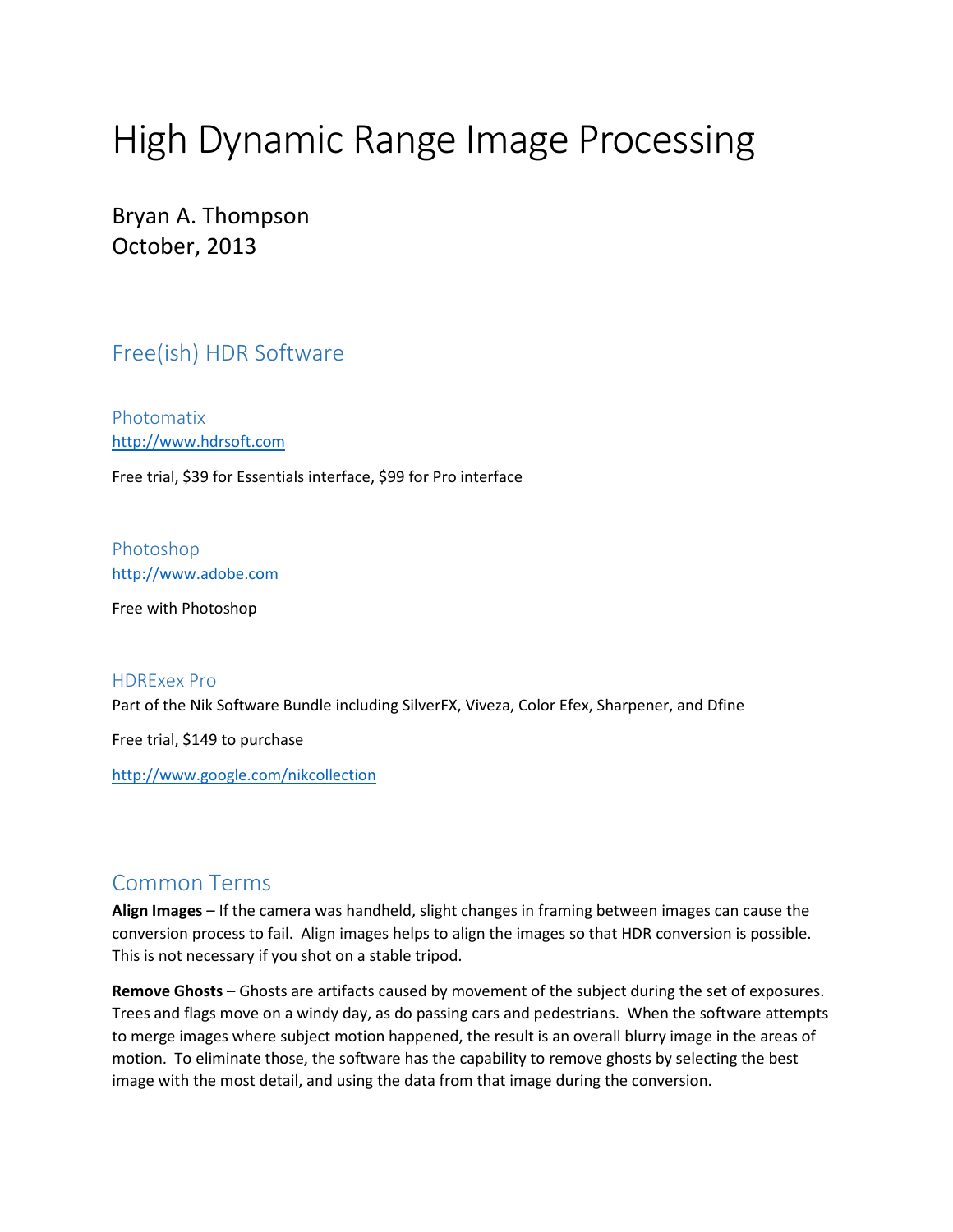# High Dynamic Range Image Processing

Bryan A. Thompson
October, 2013

## Free(ish) HDR Software

### Photomatix

http://www.hdrsoft.com

Free trial, $39 for Essentials interface, $99 for Pro interface

### Photoshop

http://www.adobe.com

Free with Photoshop

### HDRExex Pro

Part of the Nik Software Bundle including SilverFX, Viveza, Color Efex, Sharpener, and Dfine

Free trial, $149 to purchase

http://www.google.com/nikcollection

## Common Terms

**Align Images** – If the camera was handheld, slight changes in framing between images can cause the conversion process to fail. Align images helps to align the images so that HDR conversion is possible. This is not necessary if you shot on a stable tripod.

**Remove Ghosts** – Ghosts are artifacts caused by movement of the subject during the set of exposures. Trees and flags move on a windy day, as do passing cars and pedestrians. When the software attempts to merge images where subject motion happened, the result is an overall blurry image in the areas of motion. To eliminate those, the software has the capability to remove ghosts by selecting the best image with the most detail, and using the data from that image during the conversion.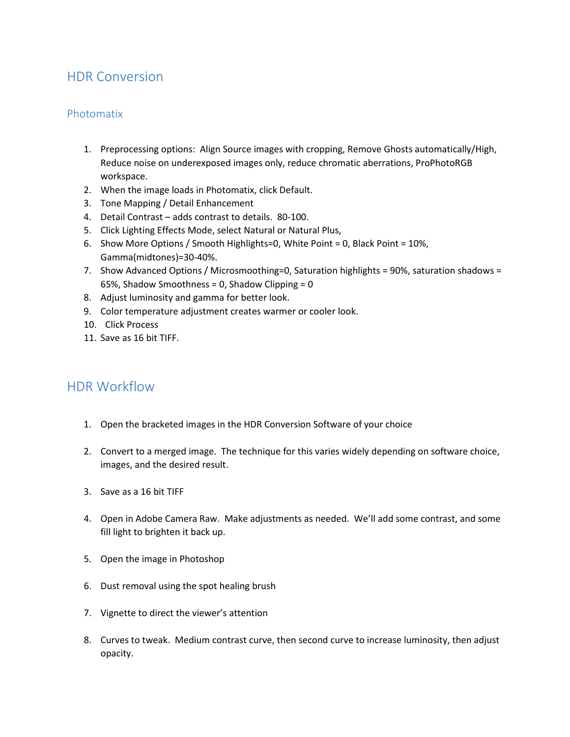# HDR Conversion

## Photomatix

1. Preprocessing options: Align Source images with cropping, Remove Ghosts automatically/High, Reduce noise on underexposed images only, reduce chromatic aberrations, ProPhotoRGB workspace.
2. When the image loads in Photomatix, click Default.
3. Tone Mapping / Detail Enhancement
4. Detail Contrast – adds contrast to details. 80-100.
5. Click Lighting Effects Mode, select Natural or Natural Plus,
6. Show More Options / Smooth Highlights=0, White Point = 0, Black Point = 10%, Gamma(midtones)=30-40%.
7. Show Advanced Options / Microsmoothing=0, Saturation highlights = 90%, saturation shadows = 65%, Shadow Smoothness = 0, Shadow Clipping = 0
8. Adjust luminosity and gamma for better look.
9. Color temperature adjustment creates warmer or cooler look.
10. Click Process
11. Save as 16 bit TIFF.

# HDR Workflow

1. Open the bracketed images in the HDR Conversion Software of your choice

2. Convert to a merged image. The technique for this varies widely depending on software choice, images, and the desired result.

3. Save as a 16 bit TIFF

4. Open in Adobe Camera Raw. Make adjustments as needed. We'll add some contrast, and some fill light to brighten it back up.

5. Open the image in Photoshop

6. Dust removal using the spot healing brush

7. Vignette to direct the viewer's attention

8. Curves to tweak. Medium contrast curve, then second curve to increase luminosity, then adjust opacity.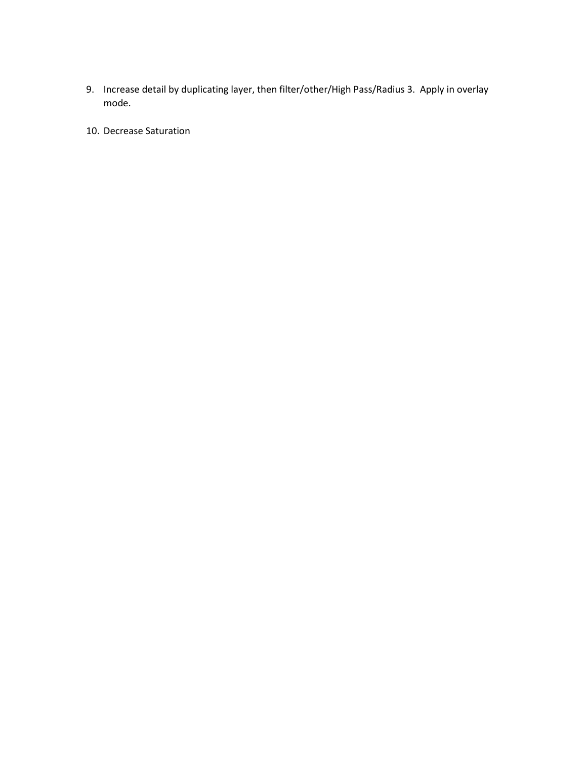9. Increase detail by duplicating layer, then filter/other/High Pass/Radius 3. Apply in overlay mode.

10. Decrease Saturation